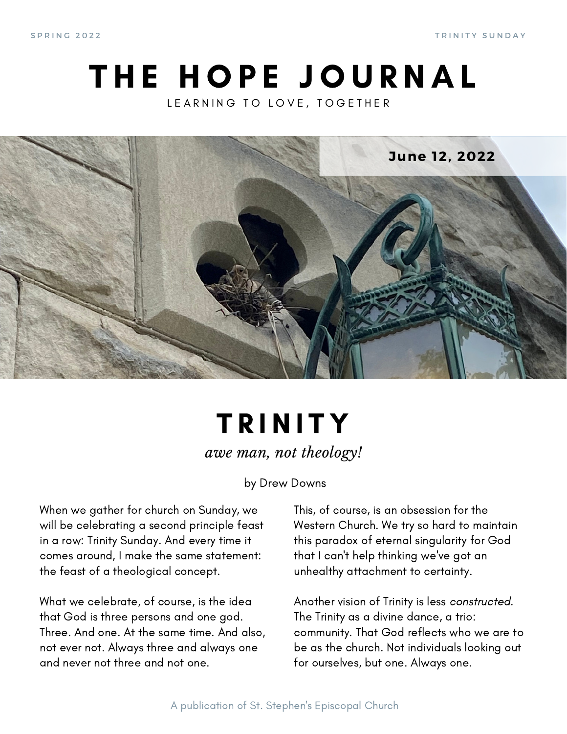SPRING 2022 TRINITY SUNDAY

# THE HOPE JOURNAL

LEARNING TO LOVE, TOGETHER

**June 12, 2022**

## TRINITY

*awe man, not theology!*

by Drew Downs

When we gather for church on Sunday, we will be celebrating a second principle feast in a row: Trinity Sunday. And every time it comes around, I make the same statement: the feast of a theological concept.

What we celebrate, of course, is the idea that God is three persons and one god. Three. And one. At the same time. And also, not ever not. Always three and always one and never not three and not one.

This, of course, is an obsession for the Western Church. We try so hard to maintain this paradox of eternal singularity for God that I can't help thinking we've got an unhealthy attachment to certainty.

Another vision of Trinity is less *constructed*. The Trinity as a divine dance, a trio: community. That God reflects who we are to be as the church. Not individuals looking out for ourselves, but one. Always one.

A publication of St. Stephen's Episcopal Church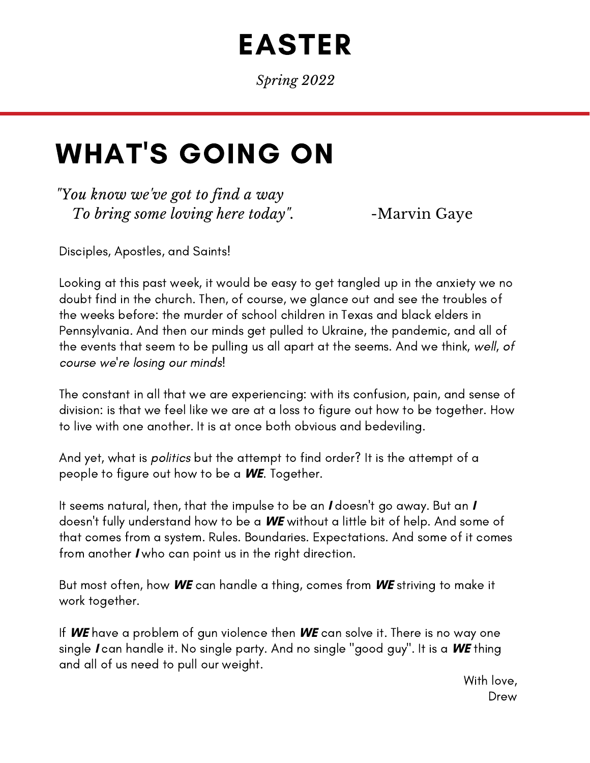# EASTER

*Spring 2022*

# WHAT'S GOING ON

*"You know we've got to find a way*
*To bring some loving here today".* -Marvin Gaye

Disciples, Apostles, and Saints!

Looking at this past week, it would be easy to get tangled up in the anxiety we no doubt find in the church. Then, of course, we glance out and see the troubles of the weeks before: the murder of school children in Texas and black elders in Pennsylvania. And then our minds get pulled to Ukraine, the pandemic, and all of the events that seem to be pulling us all apart at the seems. And we think, *well, of course we're losing our minds*!

The constant in all that we are experiencing: with its confusion, pain, and sense of division: is that we feel like we are at a loss to figure out how to be together. How to live with one another. It is at once both obvious and bedeviling.

And yet, what is *politics* but the attempt to find order? It is the attempt of a people to figure out how to be a ***WE***. Together.

It seems natural, then, that the impulse to be an ***I*** doesn't go away. But an ***I*** doesn't fully understand how to be a ***WE*** without a little bit of help. And some of that comes from a system. Rules. Boundaries. Expectations. And some of it comes from another ***I*** who can point us in the right direction.

But most often, how ***WE*** can handle a thing, comes from ***WE*** striving to make it work together.

If ***WE*** have a problem of gun violence then ***WE*** can solve it. There is no way one single ***I*** can handle it. No single party. And no single "good guy". It is a ***WE*** thing and all of us need to pull our weight.

With love,
Drew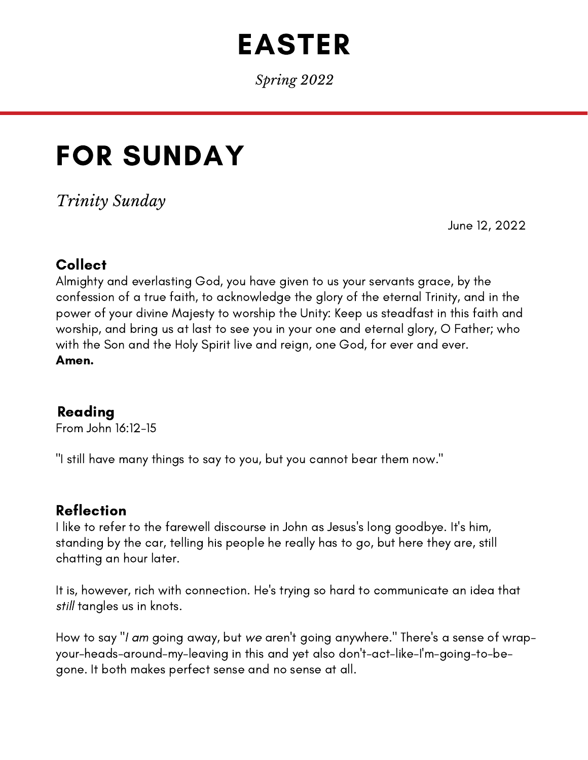# EASTER

*Spring 2022*

# FOR SUNDAY

*Trinity Sunday*

June 12, 2022

### Collect

Almighty and everlasting God, you have given to us your servants grace, by the confession of a true faith, to acknowledge the glory of the eternal Trinity, and in the power of your divine Majesty to worship the Unity: Keep us steadfast in this faith and worship, and bring us at last to see you in your one and eternal glory, O Father; who with the Son and the Holy Spirit live and reign, one God, for ever and ever.
**Amen.**

### Reading

From John 16:12-15

"I still have many things to say to you, but you cannot bear them now."

### Reflection

I like to refer to the farewell discourse in John as Jesus's long goodbye. It's him, standing by the car, telling his people he really has to go, but here they are, still chatting an hour later.

It is, however, rich with connection. He's trying so hard to communicate an idea that *still* tangles us in knots.

How to say "*I am* going away, but *we* aren't going anywhere." There's a sense of wrap-your-heads-around-my-leaving in this and yet also don't-act-like-I'm-going-to-be-gone. It both makes perfect sense and no sense at all.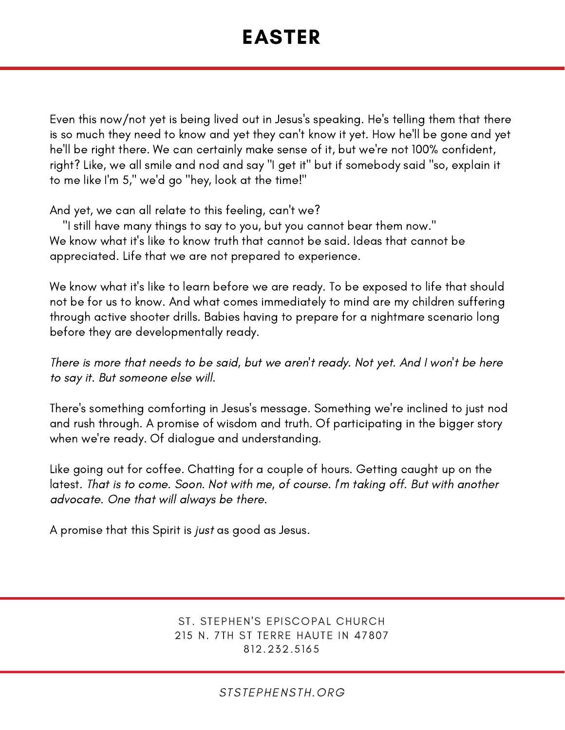# EASTER

Even this now/not yet is being lived out in Jesus's speaking. He's telling them that there is so much they need to know and yet they can't know it yet. How he'll be gone and yet he'll be right there. We can certainly make sense of it, but we're not 100% confident, right? Like, we all smile and nod and say "I get it" but if somebody said "so, explain it to me like I'm 5," we'd go "hey, look at the time!"

And yet, we can all relate to this feeling, can't we?

"I still have many things to say to you, but you cannot bear them now."
We know what it's like to know truth that cannot be said. Ideas that cannot be appreciated. Life that we are not prepared to experience.

We know what it's like to learn before we are ready. To be exposed to life that should not be for us to know. And what comes immediately to mind are my children suffering through active shooter drills. Babies having to prepare for a nightmare scenario long before they are developmentally ready.

*There is more that needs to be said, but we aren't ready. Not yet. And I won't be here to say it. But someone else will.*

There's something comforting in Jesus's message. Something we're inclined to just nod and rush through. A promise of wisdom and truth. Of participating in the bigger story when we're ready. Of dialogue and understanding.

Like going out for coffee. Chatting for a couple of hours. Getting caught up on the latest. *That is to come. Soon. Not with me, of course. I'm taking off. But with another advocate. One that will always be there.*

A promise that this Spirit is *just* as good as Jesus.

ST. STEPHEN'S EPISCOPAL CHURCH
215 N. 7TH ST TERRE HAUTE IN 47807
812.232.5165

*STSTEPHENSTH.ORG*